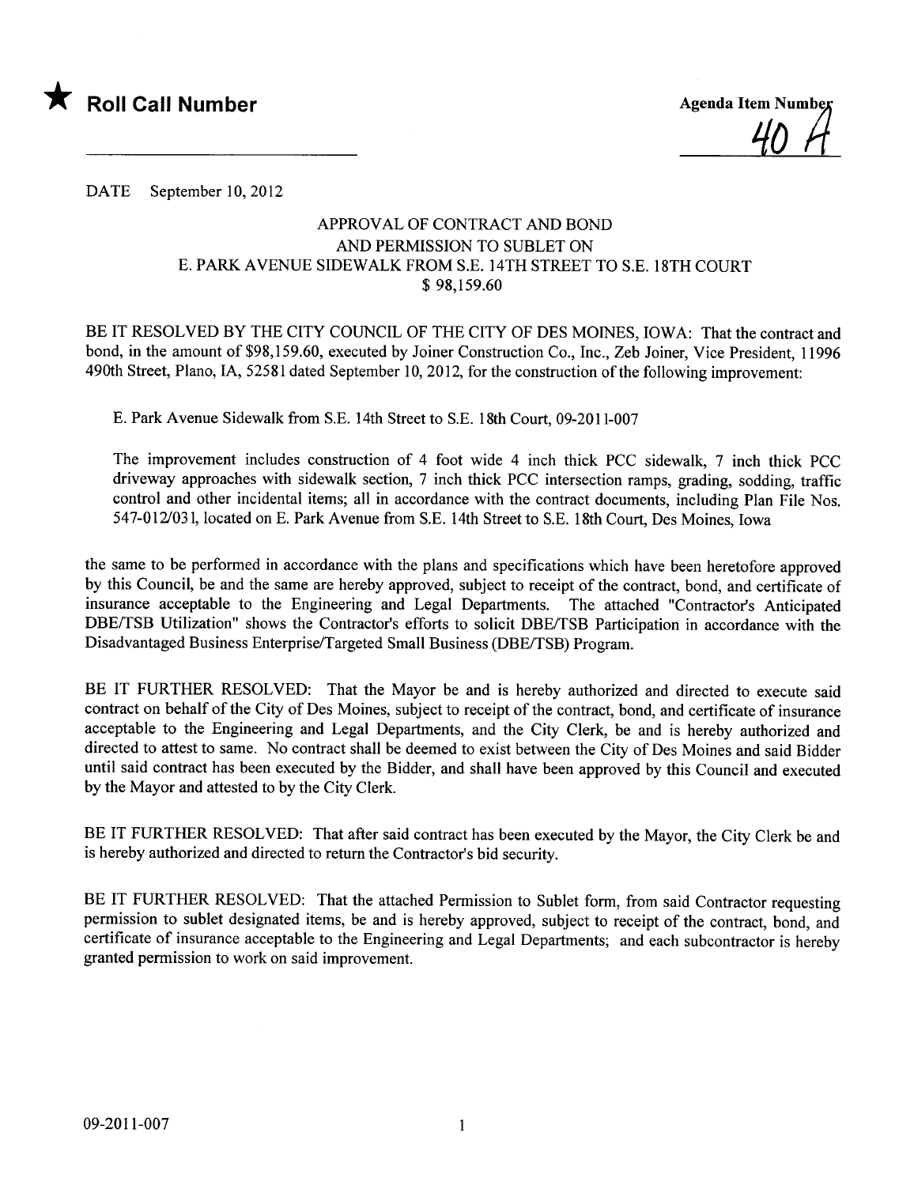★ **Roll Call Number**

**Agenda Item Number**
40 A

DATE September 10, 2012

APPROVAL OF CONTRACT AND BOND
AND PERMISSION TO SUBLET ON
E. PARK AVENUE SIDEWALK FROM S.E. 14TH STREET TO S.E. 18TH COURT
$ 98,159.60

BE IT RESOLVED BY THE CITY COUNCIL OF THE CITY OF DES MOINES, IOWA: That the contract and bond, in the amount of $98,159.60, executed by Joiner Construction Co., Inc., Zeb Joiner, Vice President, 11996 490th Street, Plano, IA, 52581 dated September 10, 2012, for the construction of the following improvement:

E. Park Avenue Sidewalk from S.E. 14th Street to S.E. 18th Court, 09-2011-007

The improvement includes construction of 4 foot wide 4 inch thick PCC sidewalk, 7 inch thick PCC driveway approaches with sidewalk section, 7 inch thick PCC intersection ramps, grading, sodding, traffic control and other incidental items; all in accordance with the contract documents, including Plan File Nos. 547-012/031, located on E. Park Avenue from S.E. 14th Street to S.E. 18th Court, Des Moines, Iowa

the same to be performed in accordance with the plans and specifications which have been heretofore approved by this Council, be and the same are hereby approved, subject to receipt of the contract, bond, and certificate of insurance acceptable to the Engineering and Legal Departments. The attached "Contractor's Anticipated DBE/TSB Utilization" shows the Contractor's efforts to solicit DBE/TSB Participation in accordance with the Disadvantaged Business Enterprise/Targeted Small Business (DBE/TSB) Program.

BE IT FURTHER RESOLVED: That the Mayor be and is hereby authorized and directed to execute said contract on behalf of the City of Des Moines, subject to receipt of the contract, bond, and certificate of insurance acceptable to the Engineering and Legal Departments, and the City Clerk, be and is hereby authorized and directed to attest to same. No contract shall be deemed to exist between the City of Des Moines and said Bidder until said contract has been executed by the Bidder, and shall have been approved by this Council and executed by the Mayor and attested to by the City Clerk.

BE IT FURTHER RESOLVED: That after said contract has been executed by the Mayor, the City Clerk be and is hereby authorized and directed to return the Contractor's bid security.

BE IT FURTHER RESOLVED: That the attached Permission to Sublet form, from said Contractor requesting permission to sublet designated items, be and is hereby approved, subject to receipt of the contract, bond, and certificate of insurance acceptable to the Engineering and Legal Departments; and each subcontractor is hereby granted permission to work on said improvement.

09-2011-007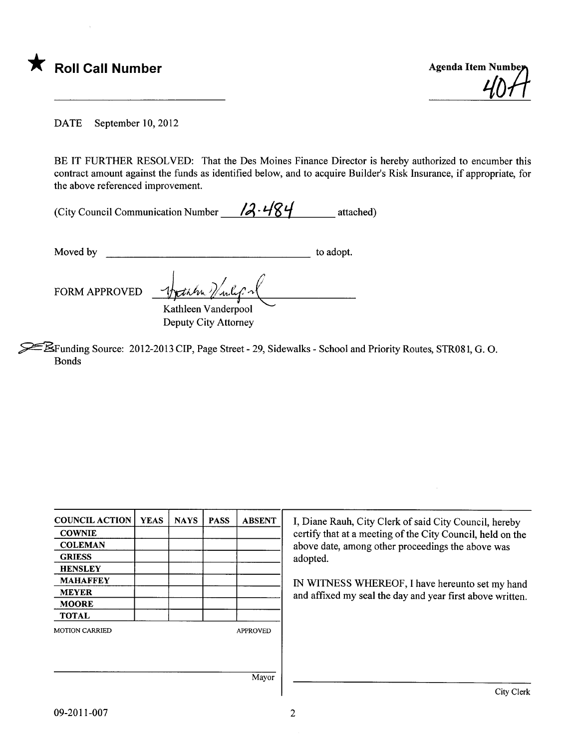★ **Roll Call Number**

Agenda Item Number
40A

DATE September 10, 2012

BE IT FURTHER RESOLVED: That the Des Moines Finance Director is hereby authorized to encumber this contract amount against the funds as identified below, and to acquire Builder's Risk Insurance, if appropriate, for the above referenced improvement.

(City Council Communication Number 12-484 attached)

Moved by ______________________ to adopt.

FORM APPROVED

Kathleen Vanderpool
Deputy City Attorney

Funding Source: 2012-2013 CIP, Page Street - 29, Sidewalks - School and Priority Routes, STR081, G. O. Bonds

| COUNCIL ACTION | YEAS | NAYS | PASS | ABSENT |
|---|---|---|---|---|
| COWNIE | | | | |
| COLEMAN | | | | |
| GRIESS | | | | |
| HENSLEY | | | | |
| MAHAFFEY | | | | |
| MEYER | | | | |
| MOORE | | | | |
| TOTAL | | | | |

MOTION CARRIED APPROVED

Mayor

I, Diane Rauh, City Clerk of said City Council, hereby certify that at a meeting of the City Council, held on the above date, among other proceedings the above was adopted.

IN WITNESS WHEREOF, I have hereunto set my hand and affixed my seal the day and year first above written.

City Clerk

09-2011-007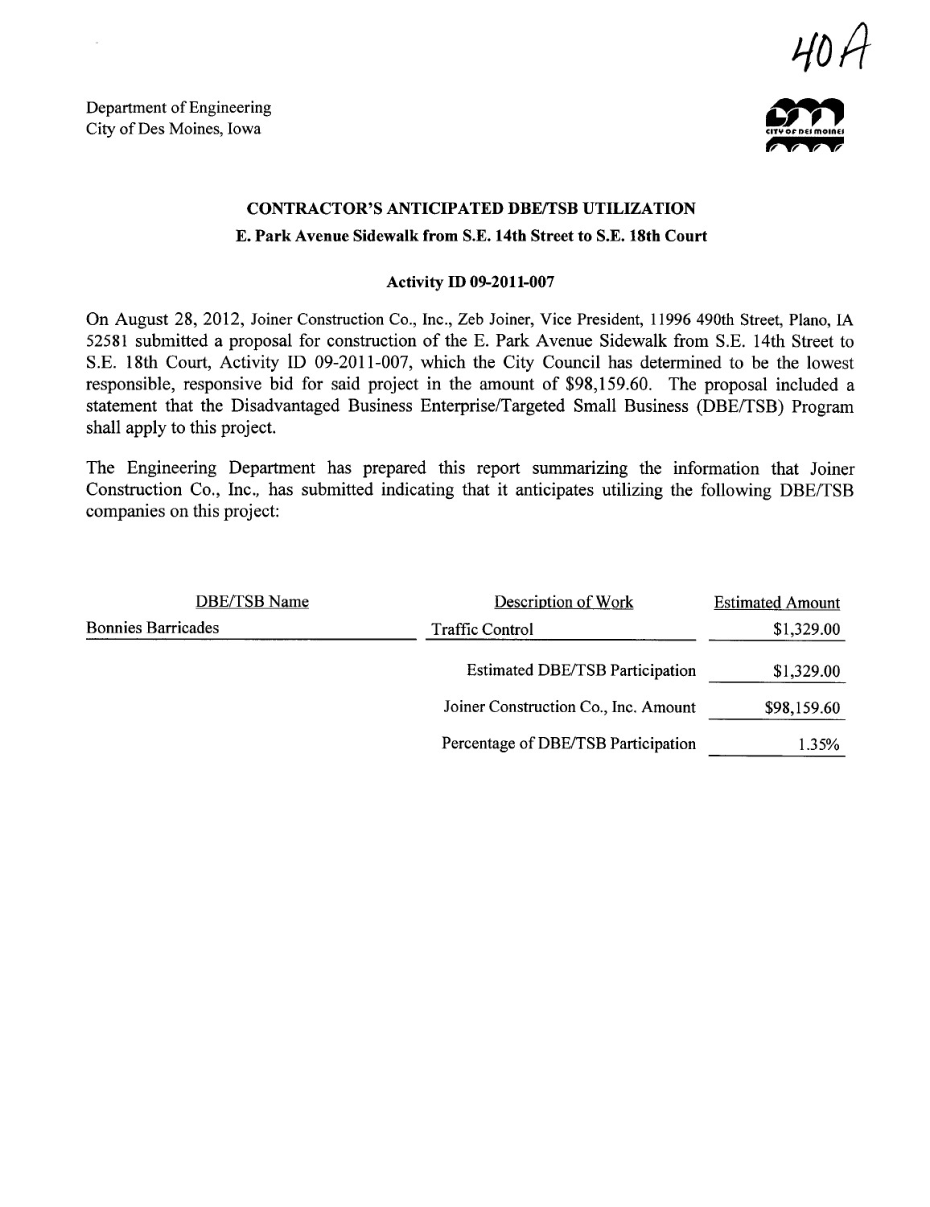40A

Department of Engineering
City of Des Moines, Iowa

## CONTRACTOR'S ANTICIPATED DBE/TSB UTILIZATION

### E. Park Avenue Sidewalk from S.E. 14th Street to S.E. 18th Court

**Activity ID 09-2011-007**

On August 28, 2012, Joiner Construction Co., Inc., Zeb Joiner, Vice President, 11996 490th Street, Plano, IA 52581 submitted a proposal for construction of the E. Park Avenue Sidewalk from S.E. 14th Street to S.E. 18th Court, Activity ID 09-2011-007, which the City Council has determined to be the lowest responsible, responsive bid for said project in the amount of $98,159.60. The proposal included a statement that the Disadvantaged Business Enterprise/Targeted Small Business (DBE/TSB) Program shall apply to this project.

The Engineering Department has prepared this report summarizing the information that Joiner Construction Co., Inc., has submitted indicating that it anticipates utilizing the following DBE/TSB companies on this project:

| DBE/TSB Name | Description of Work | Estimated Amount |
|---|---|---|
| Bonnies Barricades | Traffic Control | $1,329.00 |
| | Estimated DBE/TSB Participation | $1,329.00 |
| | Joiner Construction Co., Inc. Amount | $98,159.60 |
| | Percentage of DBE/TSB Participation | 1.35% |